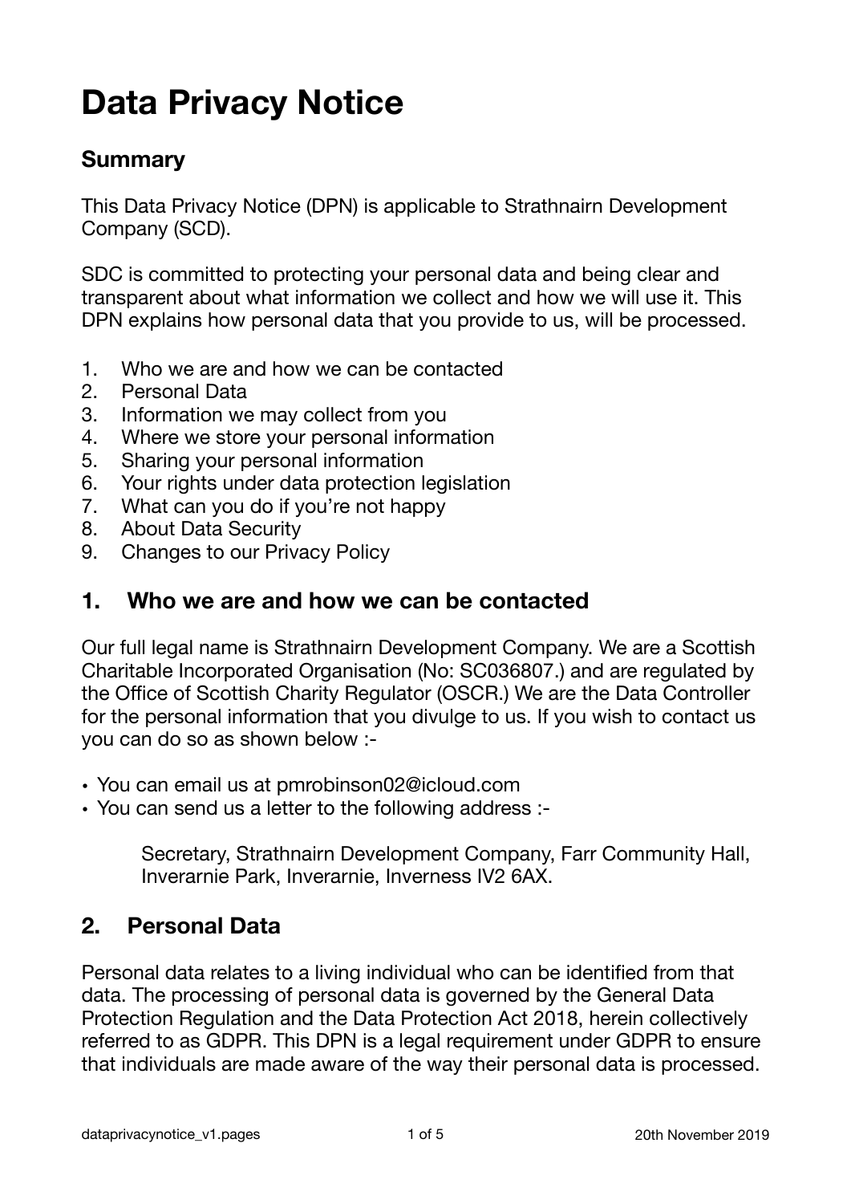# Data Privacy Notice

## Summary

This Data Privacy Notice (DPN) is applicable to Strathnairn Development Company (SCD).

SDC is committed to protecting your personal data and being clear and transparent about what information we collect and how we will use it. This DPN explains how personal data that you provide to us, will be processed.

1. Who we are and how we can be contacted
2. Personal Data
3. Information we may collect from you
4. Where we store your personal information
5. Sharing your personal information
6. Your rights under data protection legislation
7. What can you do if you're not happy
8. About Data Security
9. Changes to our Privacy Policy

## 1. Who we are and how we can be contacted

Our full legal name is Strathnairn Development Company. We are a Scottish Charitable Incorporated Organisation (No: SC036807.) and are regulated by the Office of Scottish Charity Regulator (OSCR.) We are the Data Controller for the personal information that you divulge to us. If you wish to contact us you can do so as shown below :-

- You can email us at pmrobinson02@icloud.com
- You can send us a letter to the following address :-

  Secretary, Strathnairn Development Company, Farr Community Hall, Inverarnie Park, Inverarnie, Inverness IV2 6AX.

## 2. Personal Data

Personal data relates to a living individual who can be identified from that data. The processing of personal data is governed by the General Data Protection Regulation and the Data Protection Act 2018, herein collectively referred to as GDPR. This DPN is a legal requirement under GDPR to ensure that individuals are made aware of the way their personal data is processed.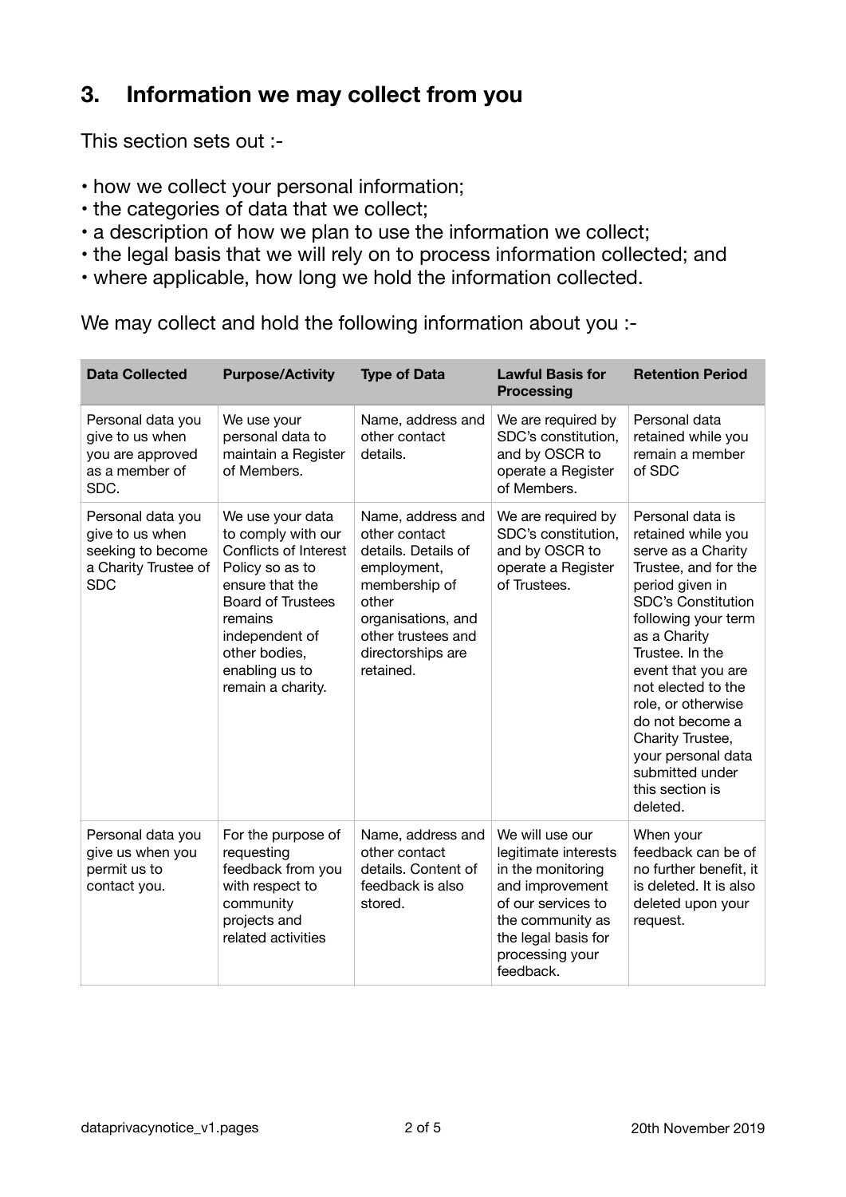## 3. Information we may collect from you

This section sets out :-

- how we collect your personal information;
- the categories of data that we collect;
- a description of how we plan to use the information we collect;
- the legal basis that we will rely on to process information collected; and
- where applicable, how long we hold the information collected.

We may collect and hold the following information about you :-

| Data Collected | Purpose/Activity | Type of Data | Lawful Basis for Processing | Retention Period |
|---|---|---|---|---|
| Personal data you give to us when you are approved as a member of SDC. | We use your personal data to maintain a Register of Members. | Name, address and other contact details. | We are required by SDC's constitution, and by OSCR to operate a Register of Members. | Personal data retained while you remain a member of SDC |
| Personal data you give to us when seeking to become a Charity Trustee of SDC | We use your data to comply with our Conflicts of Interest Policy so as to ensure that the Board of Trustees remains independent of other bodies, enabling us to remain a charity. | Name, address and other contact details. Details of employment, membership of other organisations, and other trustees and directorships are retained. | We are required by SDC's constitution, and by OSCR to operate a Register of Trustees. | Personal data is retained while you serve as a Charity Trustee, and for the period given in SDC's Constitution following your term as a Charity Trustee. In the event that you are not elected to the role, or otherwise do not become a Charity Trustee, your personal data submitted under this section is deleted. |
| Personal data you give us when you permit us to contact you. | For the purpose of requesting feedback from you with respect to community projects and related activities | Name, address and other contact details. Content of feedback is also stored. | We will use our legitimate interests in the monitoring and improvement of our services to the community as the legal basis for processing your feedback. | When your feedback can be of no further benefit, it is deleted. It is also deleted upon your request. |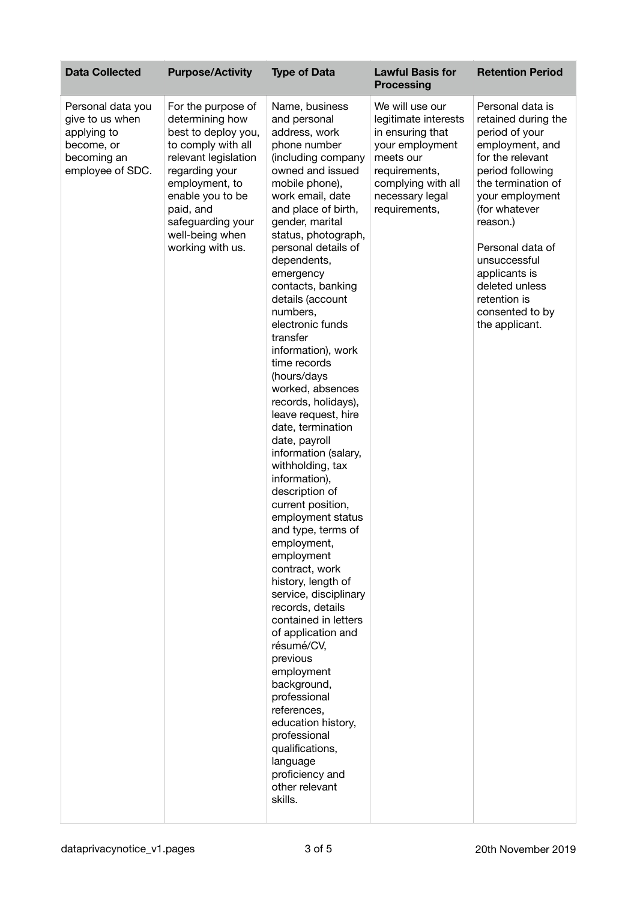| Data Collected | Purpose/Activity | Type of Data | Lawful Basis for Processing | Retention Period |
| --- | --- | --- | --- | --- |
| Personal data you give to us when applying to become, or becoming an employee of SDC. | For the purpose of determining how best to deploy you, to comply with all relevant legislation regarding your employment, to enable you to be paid, and safeguarding your well-being when working with us. | Name, business and personal address, work phone number (including company owned and issued mobile phone), work email, date and place of birth, gender, marital status, photograph, personal details of dependents, emergency contacts, banking details (account numbers, electronic funds transfer information), work time records (hours/days worked, absences records, holidays), leave request, hire date, termination date, payroll information (salary, withholding, tax information), description of current position, employment status and type, terms of employment, employment contract, work history, length of service, disciplinary records, details contained in letters of application and résumé/CV, previous employment background, professional references, education history, professional qualifications, language proficiency and other relevant skills. | We will use our legitimate interests in ensuring that your employment meets our requirements, complying with all necessary legal requirements, | Personal data is retained during the period of your employment, and for the relevant period following the termination of your employment (for whatever reason.)<br><br>Personal data of unsuccessful applicants is deleted unless retention is consented to by the applicant. |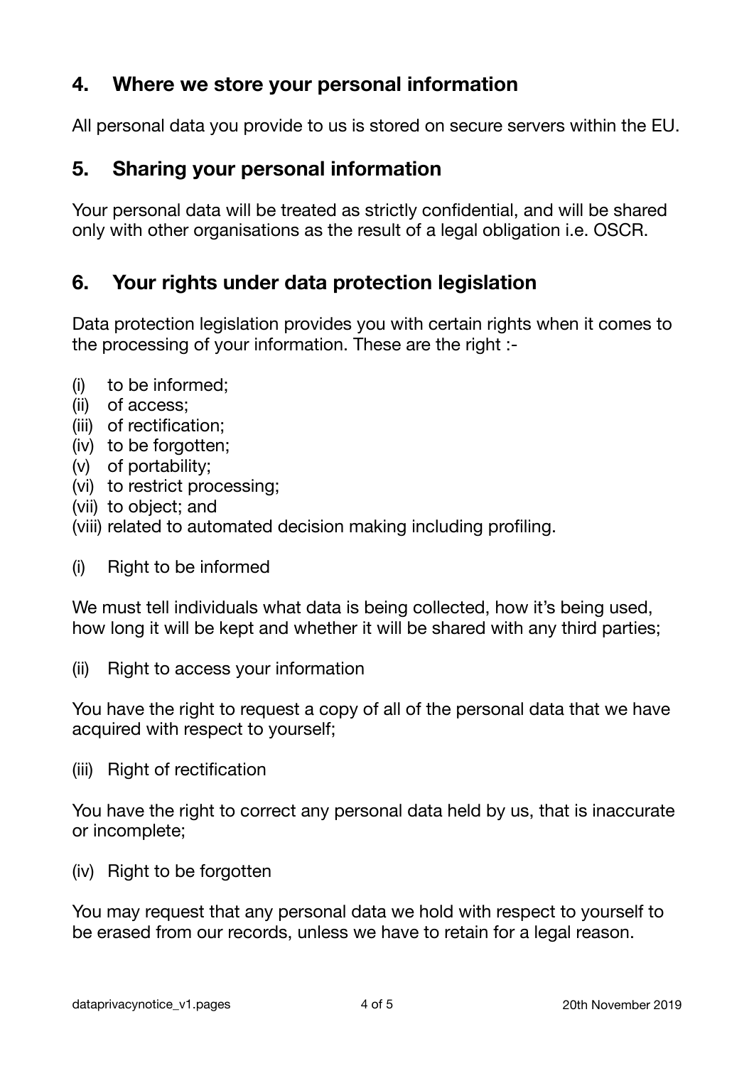## 4. Where we store your personal information

All personal data you provide to us is stored on secure servers within the EU.

## 5. Sharing your personal information

Your personal data will be treated as strictly confidential, and will be shared only with other organisations as the result of a legal obligation i.e. OSCR.

## 6. Your rights under data protection legislation

Data protection legislation provides you with certain rights when it comes to the processing of your information. These are the right :-

(i) to be informed;
(ii) of access;
(iii) of rectification;
(iv) to be forgotten;
(v) of portability;
(vi) to restrict processing;
(vii) to object; and
(viii) related to automated decision making including profiling.

(i) Right to be informed

We must tell individuals what data is being collected, how it's being used, how long it will be kept and whether it will be shared with any third parties;

(ii) Right to access your information

You have the right to request a copy of all of the personal data that we have acquired with respect to yourself;

(iii) Right of rectification

You have the right to correct any personal data held by us, that is inaccurate or incomplete;

(iv) Right to be forgotten

You may request that any personal data we hold with respect to yourself to be erased from our records, unless we have to retain for a legal reason.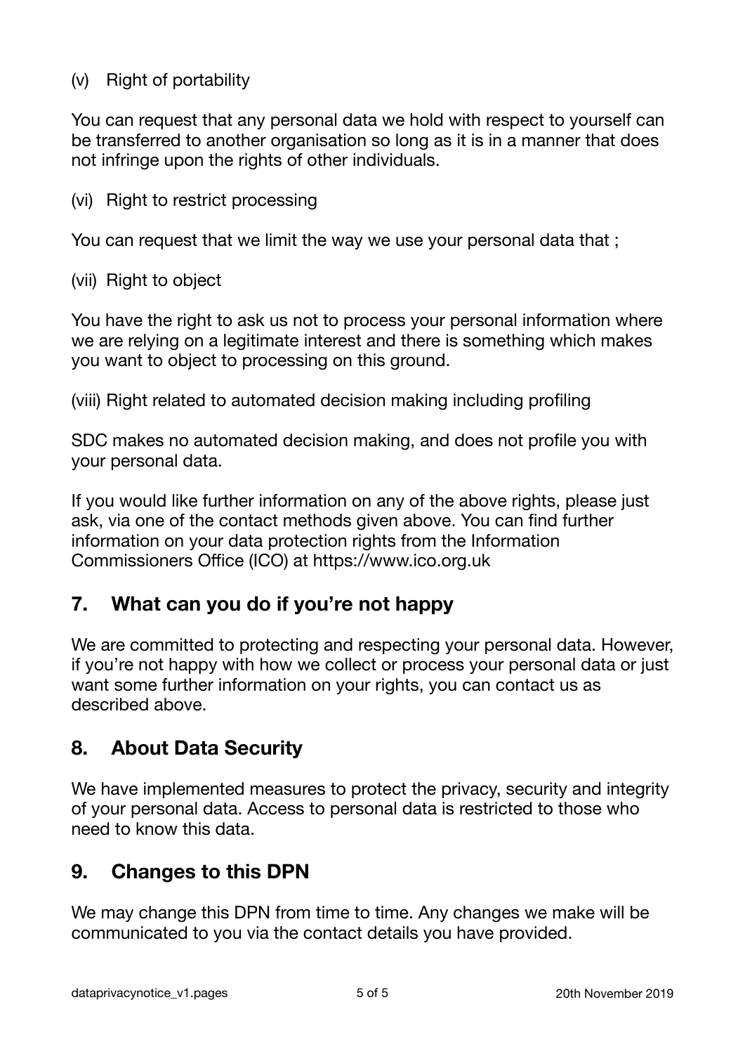(v) Right of portability

You can request that any personal data we hold with respect to yourself can be transferred to another organisation so long as it is in a manner that does not infringe upon the rights of other individuals.

(vi) Right to restrict processing

You can request that we limit the way we use your personal data that ;

(vii) Right to object

You have the right to ask us not to process your personal information where we are relying on a legitimate interest and there is something which makes you want to object to processing on this ground.

(viii) Right related to automated decision making including profiling

SDC makes no automated decision making, and does not profile you with your personal data.

If you would like further information on any of the above rights, please just ask, via one of the contact methods given above. You can find further information on your data protection rights from the Information Commissioners Office (ICO) at https://www.ico.org.uk

## 7. What can you do if you're not happy

We are committed to protecting and respecting your personal data. However, if you're not happy with how we collect or process your personal data or just want some further information on your rights, you can contact us as described above.

## 8. About Data Security

We have implemented measures to protect the privacy, security and integrity of your personal data. Access to personal data is restricted to those who need to know this data.

## 9. Changes to this DPN

We may change this DPN from time to time. Any changes we make will be communicated to you via the contact details you have provided.